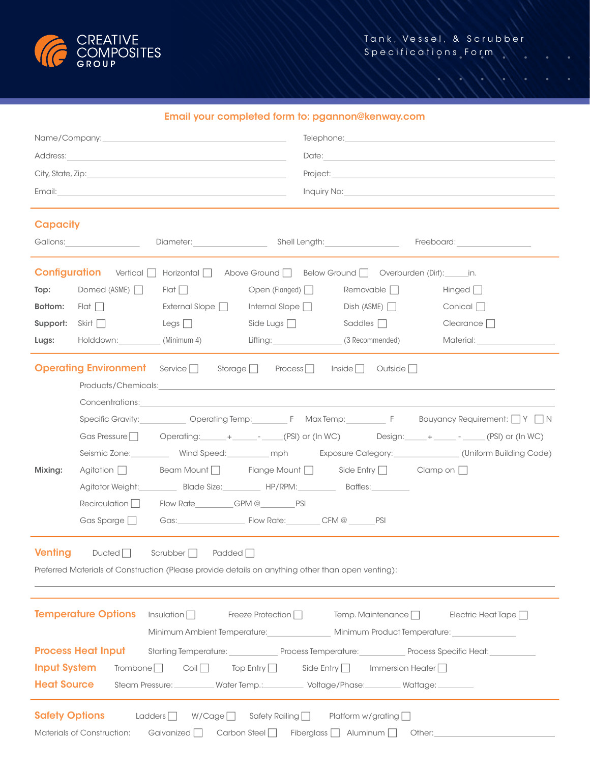CREATIVE COMPOSITES GROUP

# Tank, Vessel, & Scrubber Specifications Form

**Email your completed form to: pgannon@kenway.com**

Name/Company: ______________________ Telephone: ______________________

Address: ______________________ Date: ______________________

City, State, Zip: ______________________ Project: ______________________

Email: ______________________ Inquiry No: ______________________

## Capacity

Gallons: __________ Diameter: __________ Shell Length: __________ Freeboard: __________

## Configuration

Vertical ☐ Horizontal ☐ Above Ground ☐ Below Ground ☐ Overburden (Dirt): _____in.

**Top:** Domed (ASME) ☐ Flat ☐ Open (Flanged) ☐ Removable ☐ Hinged ☐

**Bottom:** Flat ☐ External Slope ☐ Internal Slope ☐ Dish (ASME) ☐ Conical ☐

**Support:** Skirt ☐ Legs ☐ Side Lugs ☐ Saddles ☐ Clearance ☐

**Lugs:** Holddown: __________ (Minimum 4) Lifting: __________ (3 Recommended) Material: __________

## Operating Environment

Service ☐ Storage ☐ Process ☐ Inside ☐ Outside ☐

Products/Chemicals: ______________________

Concentrations: ______________________

Specific Gravity: __________ Operating Temp: __________ F Max Temp: __________ F Bouyancy Requirement: ☐ Y ☐ N

Gas Pressure ☐ Operating: ______ + ______ - ______ (PSI) or (In WC) Design: ______ + ______ - ______ (PSI) or (In WC)

Seismic Zone: __________ Wind Speed: __________ mph Exposure Category: __________ (Uniform Building Code)

**Mixing:** Agitation ☐ Beam Mount ☐ Flange Mount ☐ Side Entry ☐ Clamp on ☐

Agitator Weight: __________ Blade Size: __________ HP/RPM: __________ Baffles: __________

Recirculation ☐ Flow Rate __________ GPM @ __________ PSI

Gas Sparge ☐ Gas: __________ Flow Rate: __________ CFM @ __________ PSI

## Venting

Ducted ☐ Scrubber ☐ Padded ☐

Preferred Materials of Construction (Please provide details on anything other than open venting):

______________________

## Temperature Options

Insulation ☐ Freeze Protection ☐ Temp. Maintenance ☐ Electric Heat Tape ☐

Minimum Ambient Temperature: __________ Minimum Product Temperature: __________

## Process Heat Input

Starting Temperature: __________ Process Temperature: __________ Process Specific Heat: __________

## Input System

Trombone ☐ Coil ☐ Top Entry ☐ Side Entry ☐ Immersion Heater ☐

## Heat Source

Steam Pressure: __________ Water Temp.: __________ Voltage/Phase: __________ Wattage: __________

## Safety Options

Ladders ☐ W/Cage ☐ Safety Railing ☐ Platform w/grating ☐

Materials of Construction: Galvanized ☐ Carbon Steel ☐ Fiberglass ☐ Aluminum ☐ Other: __________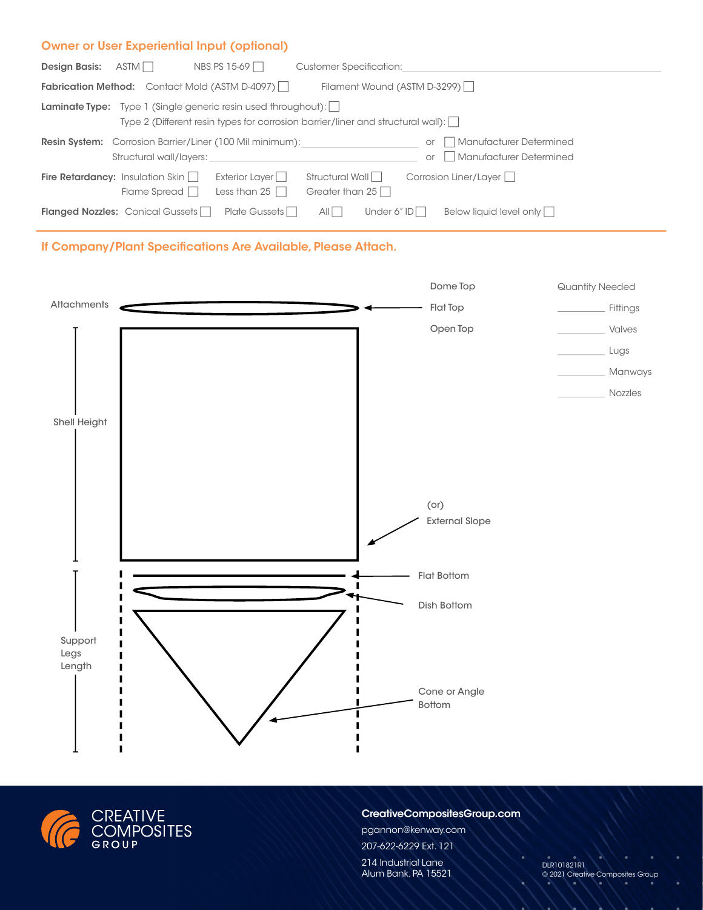## Owner or User Experiential Input (optional)

**Design Basis:** ASTM ☐ NBS PS 15-69 ☐ Customer Specification: ____________________

**Fabrication Method:** Contact Mold (ASTM D-4097) ☐ Filament Wound (ASTM D-3299) ☐

**Laminate Type:** Type 1 (Single generic resin used throughout): ☐
Type 2 (Different resin types for corrosion barrier/liner and structural wall): ☐

**Resin System:** Corrosion Barrier/Liner (100 Mil minimum): ____________________ or ☐ Manufacturer Determined
Structural wall/layers: ____________________ or ☐ Manufacturer Determined

**Fire Retardancy:** Insulation Skin ☐ Exterior Layer ☐ Structural Wall ☐ Corrosion Liner/Layer ☐
Flame Spread ☐ Less than 25 ☐ Greater than 25 ☐

**Flanged Nozzles:** Conical Gussets ☐ Plate Gussets ☐ All ☐ Under 6" ID ☐ Below liquid level only ☐

## If Company/Plant Specifications Are Available, Please Attach.

Attachments

Shell Height

Support Legs Length

Dome Top

Flat Top

Open Top

(or) External Slope

Flat Bottom

Dish Bottom

Cone or Angle Bottom

Quantity Needed

_______ Fittings

_______ Valves

_______ Lugs

_______ Manways

_______ Nozzles

CREATIVE COMPOSITES GROUP

**CreativeCompositesGroup.com**

pgannon@kenway.com

207-622-6229 Ext. 121

214 Industrial Lane
Alum Bank, PA 15521

DLR101821R1
© 2021 Creative Composites Group